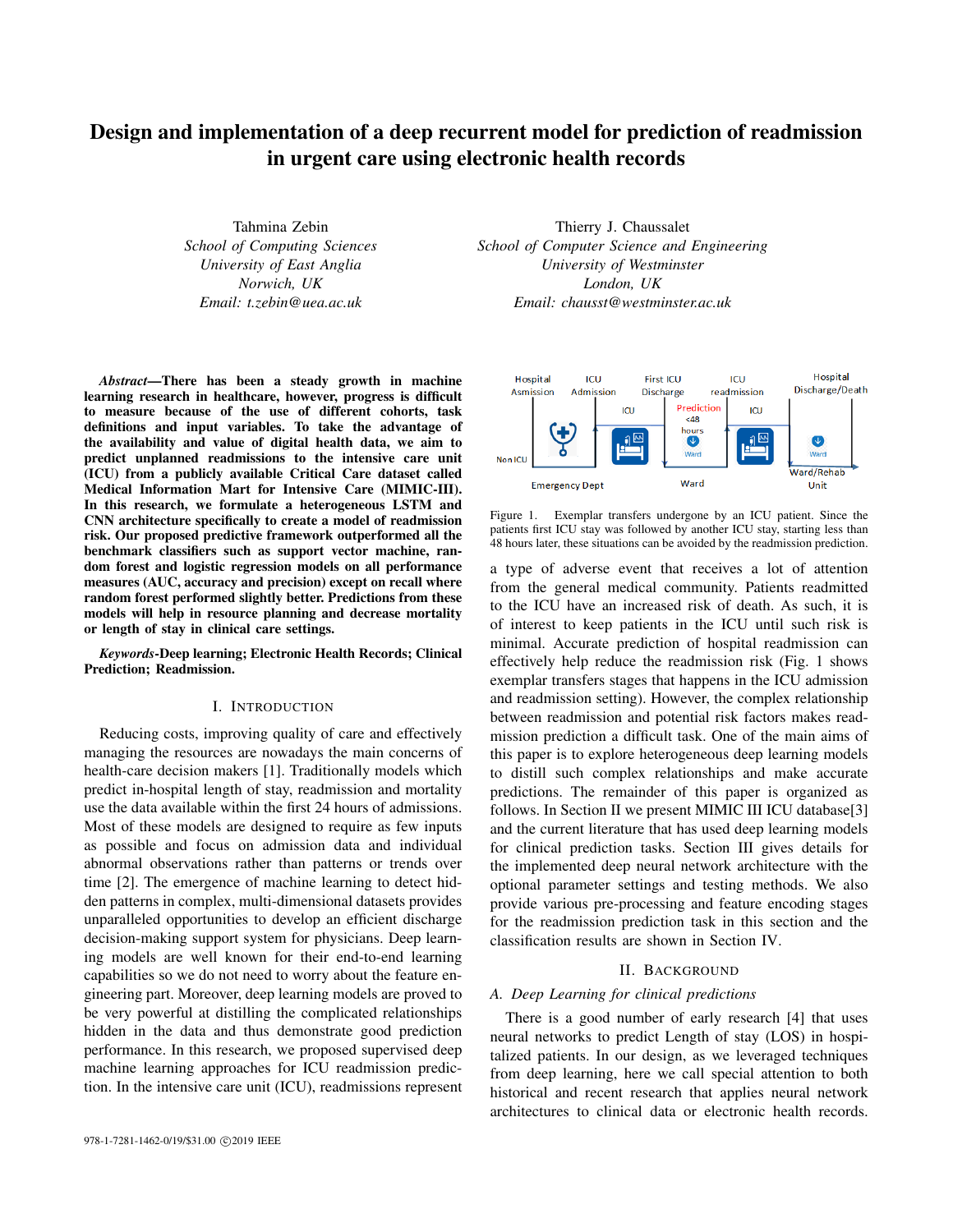# Design and implementation of a deep recurrent model for prediction of readmission in urgent care using electronic health records

Tahmina Zebin
*School of Computing Sciences*
*University of East Anglia*
*Norwich, UK*
*Email: t.zebin@uea.ac.uk*

Thierry J. Chaussalet
*School of Computer Science and Engineering*
*University of Westminster*
*London, UK*
*Email: chausst@westminster.ac.uk*

***Abstract*—There has been a steady growth in machine learning research in healthcare, however, progress is difficult to measure because of the use of different cohorts, task definitions and input variables. To take the advantage of the availability and value of digital health data, we aim to predict unplanned readmissions to the intensive care unit (ICU) from a publicly available Critical Care dataset called Medical Information Mart for Intensive Care (MIMIC-III). In this research, we formulate a heterogeneous LSTM and CNN architecture specifically to create a model of readmission risk. Our proposed predictive framework outperformed all the benchmark classifiers such as support vector machine, random forest and logistic regression models on all performance measures (AUC, accuracy and precision) except on recall where random forest performed slightly better. Predictions from these models will help in resource planning and decrease mortality or length of stay in clinical care settings.**

***Keywords*-Deep learning; Electronic Health Records; Clinical Prediction; Readmission.**

## I. Introduction

Reducing costs, improving quality of care and effectively managing the resources are nowadays the main concerns of health-care decision makers [1]. Traditionally models which predict in-hospital length of stay, readmission and mortality use the data available within the first 24 hours of admissions. Most of these models are designed to require as few inputs as possible and focus on admission data and individual abnormal observations rather than patterns or trends over time [2]. The emergence of machine learning to detect hidden patterns in complex, multi-dimensional datasets provides unparalleled opportunities to develop an efficient discharge decision-making support system for physicians. Deep learning models are well known for their end-to-end learning capabilities so we do not need to worry about the feature engineering part. Moreover, deep learning models are proved to be very powerful at distilling the complicated relationships hidden in the data and thus demonstrate good prediction performance. In this research, we proposed supervised deep machine learning approaches for ICU readmission prediction. In the intensive care unit (ICU), readmissions represent a type of adverse event that receives a lot of attention from the general medical community. Patients readmitted to the ICU have an increased risk of death. As such, it is of interest to keep patients in the ICU until such risk is minimal. Accurate prediction of hospital readmission can effectively help reduce the readmission risk (Fig. 1 shows exemplar transfers stages that happens in the ICU admission and readmission setting). However, the complex relationship between readmission and potential risk factors makes readmission prediction a difficult task. One of the main aims of this paper is to explore heterogeneous deep learning models to distill such complex relationships and make accurate predictions. The remainder of this paper is organized as follows. In Section II we present MIMIC III ICU database[3] and the current literature that has used deep learning models for clinical prediction tasks. Section III gives details for the implemented deep neural network architecture with the optional parameter settings and testing methods. We also provide various pre-processing and feature encoding stages for the readmission prediction task in this section and the classification results are shown in Section IV.

Figure 1. Exemplar transfers undergone by an ICU patient. Since the patients first ICU stay was followed by another ICU stay, starting less than 48 hours later, these situations can be avoided by the readmission prediction.

## II. Background

### A. Deep Learning for clinical predictions

There is a good number of early research [4] that uses neural networks to predict Length of stay (LOS) in hospitalized patients. In our design, as we leveraged techniques from deep learning, here we call special attention to both historical and recent research that applies neural network architectures to clinical data or electronic health records.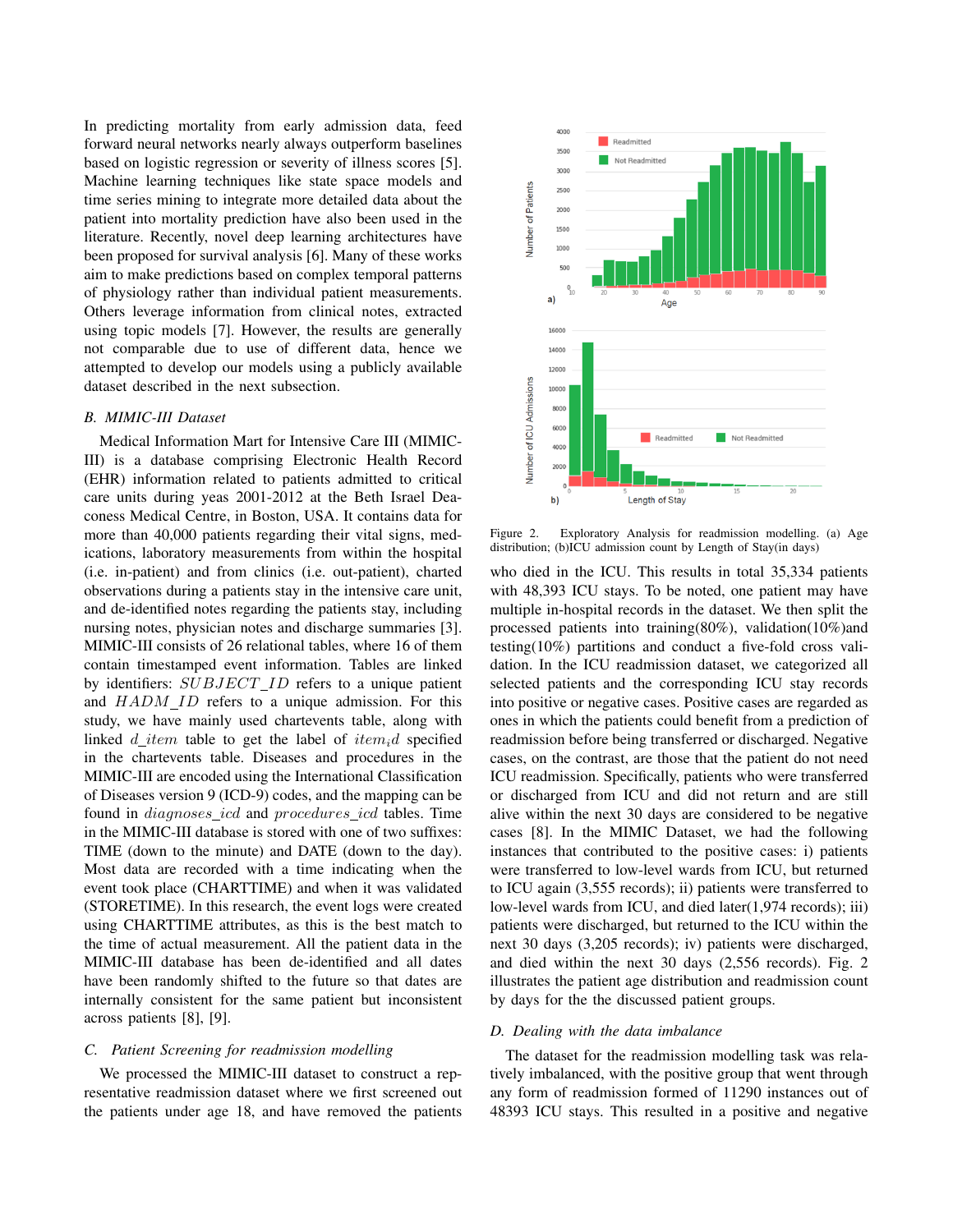In predicting mortality from early admission data, feed forward neural networks nearly always outperform baselines based on logistic regression or severity of illness scores [5]. Machine learning techniques like state space models and time series mining to integrate more detailed data about the patient into mortality prediction have also been used in the literature. Recently, novel deep learning architectures have been proposed for survival analysis [6]. Many of these works aim to make predictions based on complex temporal patterns of physiology rather than individual patient measurements. Others leverage information from clinical notes, extracted using topic models [7]. However, the results are generally not comparable due to use of different data, hence we attempted to develop our models using a publicly available dataset described in the next subsection.

### B. MIMIC-III Dataset

Medical Information Mart for Intensive Care III (MIMIC-III) is a database comprising Electronic Health Record (EHR) information related to patients admitted to critical care units during yeas 2001-2012 at the Beth Israel Deaconess Medical Centre, in Boston, USA. It contains data for more than 40,000 patients regarding their vital signs, medications, laboratory measurements from within the hospital (i.e. in-patient) and from clinics (i.e. out-patient), charted observations during a patients stay in the intensive care unit, and de-identified notes regarding the patients stay, including nursing notes, physician notes and discharge summaries [3]. MIMIC-III consists of 26 relational tables, where 16 of them contain timestamped event information. Tables are linked by identifiers: $SUBJECT\_ID$ refers to a unique patient and $HADM\_ID$ refers to a unique admission. For this study, we have mainly used chartevents table, along with linked $d\_item$ table to get the label of $item_id$ specified in the chartevents table. Diseases and procedures in the MIMIC-III are encoded using the International Classification of Diseases version 9 (ICD-9) codes, and the mapping can be found in $diagnoses\_icd$ and $procedures\_icd$ tables. Time in the MIMIC-III database is stored with one of two suffixes: TIME (down to the minute) and DATE (down to the day). Most data are recorded with a time indicating when the event took place (CHARTTIME) and when it was validated (STORETIME). In this research, the event logs were created using CHARTTIME attributes, as this is the best match to the time of actual measurement. All the patient data in the MIMIC-III database has been de-identified and all dates have been randomly shifted to the future so that dates are internally consistent for the same patient but inconsistent across patients [8], [9].

### C. Patient Screening for readmission modelling

We processed the MIMIC-III dataset to construct a representative readmission dataset where we first screened out the patients under age 18, and have removed the patients who died in the ICU. This results in total 35,334 patients with 48,393 ICU stays. To be noted, one patient may have multiple in-hospital records in the dataset. We then split the processed patients into training(80%), validation(10%)and testing(10%) partitions and conduct a five-fold cross validation. In the ICU readmission dataset, we categorized all selected patients and the corresponding ICU stay records into positive or negative cases. Positive cases are regarded as ones in which the patients could benefit from a prediction of readmission before being transferred or discharged. Negative cases, on the contrast, are those that the patient do not need ICU readmission. Specifically, patients who were transferred or discharged from ICU and did not return and are still alive within the next 30 days are considered to be negative cases [8]. In the MIMIC Dataset, we had the following instances that contributed to the positive cases: i) patients were transferred to low-level wards from ICU, but returned to ICU again (3,555 records); ii) patients were transferred to low-level wards from ICU, and died later(1,974 records); iii) patients were discharged, but returned to the ICU within the next 30 days (3,205 records); iv) patients were discharged, and died within the next 30 days (2,556 records). Fig. 2 illustrates the patient age distribution and readmission count by days for the the discussed patient groups.

Figure 2. Exploratory Analysis for readmission modelling. (a) Age distribution; (b)ICU admission count by Length of Stay(in days)

### D. Dealing with the data imbalance

The dataset for the readmission modelling task was relatively imbalanced, with the positive group that went through any form of readmission formed of 11290 instances out of 48393 ICU stays. This resulted in a positive and negative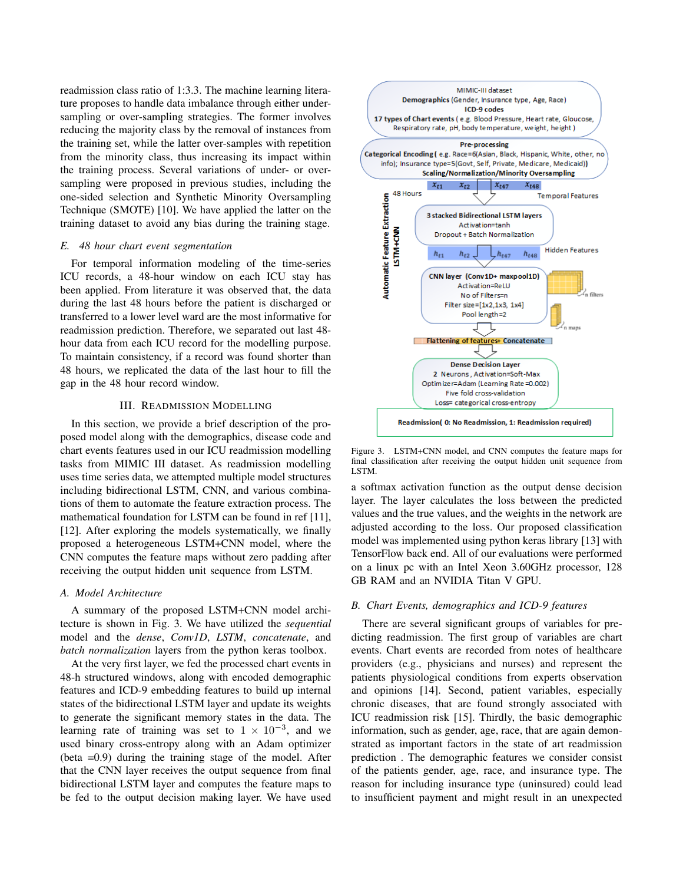readmission class ratio of 1:3.3. The machine learning literature proposes to handle data imbalance through either undersampling or over-sampling strategies. The former involves reducing the majority class by the removal of instances from the training set, while the latter over-samples with repetition from the minority class, thus increasing its impact within the training process. Several variations of under- or oversampling were proposed in previous studies, including the one-sided selection and Synthetic Minority Oversampling Technique (SMOTE) [10]. We have applied the latter on the training dataset to avoid any bias during the training stage.

### *E. 48 hour chart event segmentation*

For temporal information modeling of the time-series ICU records, a 48-hour window on each ICU stay has been applied. From literature it was observed that, the data during the last 48 hours before the patient is discharged or transferred to a lower level ward are the most informative for readmission prediction. Therefore, we separated out last 48-hour data from each ICU record for the modelling purpose. To maintain consistency, if a record was found shorter than 48 hours, we replicated the data of the last hour to fill the gap in the 48 hour record window.

## III. Readmission Modelling

In this section, we provide a brief description of the proposed model along with the demographics, disease code and chart events features used in our ICU readmission modelling tasks from MIMIC III dataset. As readmission modelling uses time series data, we attempted multiple model structures including bidirectional LSTM, CNN, and various combinations of them to automate the feature extraction process. The mathematical foundation for LSTM can be found in ref [11], [12]. After exploring the models systematically, we finally proposed a heterogeneous LSTM+CNN model, where the CNN computes the feature maps without zero padding after receiving the output hidden unit sequence from LSTM.

### *A. Model Architecture*

A summary of the proposed LSTM+CNN model architecture is shown in Fig. 3. We have utilized the *sequential* model and the *dense*, *Conv1D*, *LSTM*, *concatenate*, and *batch normalization* layers from the python keras toolbox.

At the very first layer, we fed the processed chart events in 48-h structured windows, along with encoded demographic features and ICD-9 embedding features to build up internal states of the bidirectional LSTM layer and update its weights to generate the significant memory states in the data. The learning rate of training was set to $1 \times 10^{-3}$, and we used binary cross-entropy along with an Adam optimizer (beta =0.9) during the training stage of the model. After that the CNN layer receives the output sequence from final bidirectional LSTM layer and computes the feature maps to be fed to the output decision making layer. We have used a softmax activation function as the output dense decision layer. The layer calculates the loss between the predicted values and the true values, and the weights in the network are adjusted according to the loss. Our proposed classification model was implemented using python keras library [13] with TensorFlow back end. All of our evaluations were performed on a linux pc with an Intel Xeon 3.60GHz processor, 128 GB RAM and an NVIDIA Titan V GPU.

Figure 3. LSTM+CNN model, and CNN computes the feature maps for final classification after receiving the output hidden unit sequence from LSTM.

### *B. Chart Events, demographics and ICD-9 features*

There are several significant groups of variables for predicting readmission. The first group of variables are chart events. Chart events are recorded from notes of healthcare providers (e.g., physicians and nurses) and represent the patients physiological conditions from experts observation and opinions [14]. Second, patient variables, especially chronic diseases, that are found strongly associated with ICU readmission risk [15]. Thirdly, the basic demographic information, such as gender, age, race, that are again demonstrated as important factors in the state of art readmission prediction . The demographic features we consider consist of the patients gender, age, race, and insurance type. The reason for including insurance type (uninsured) could lead to insufficient payment and might result in an unexpected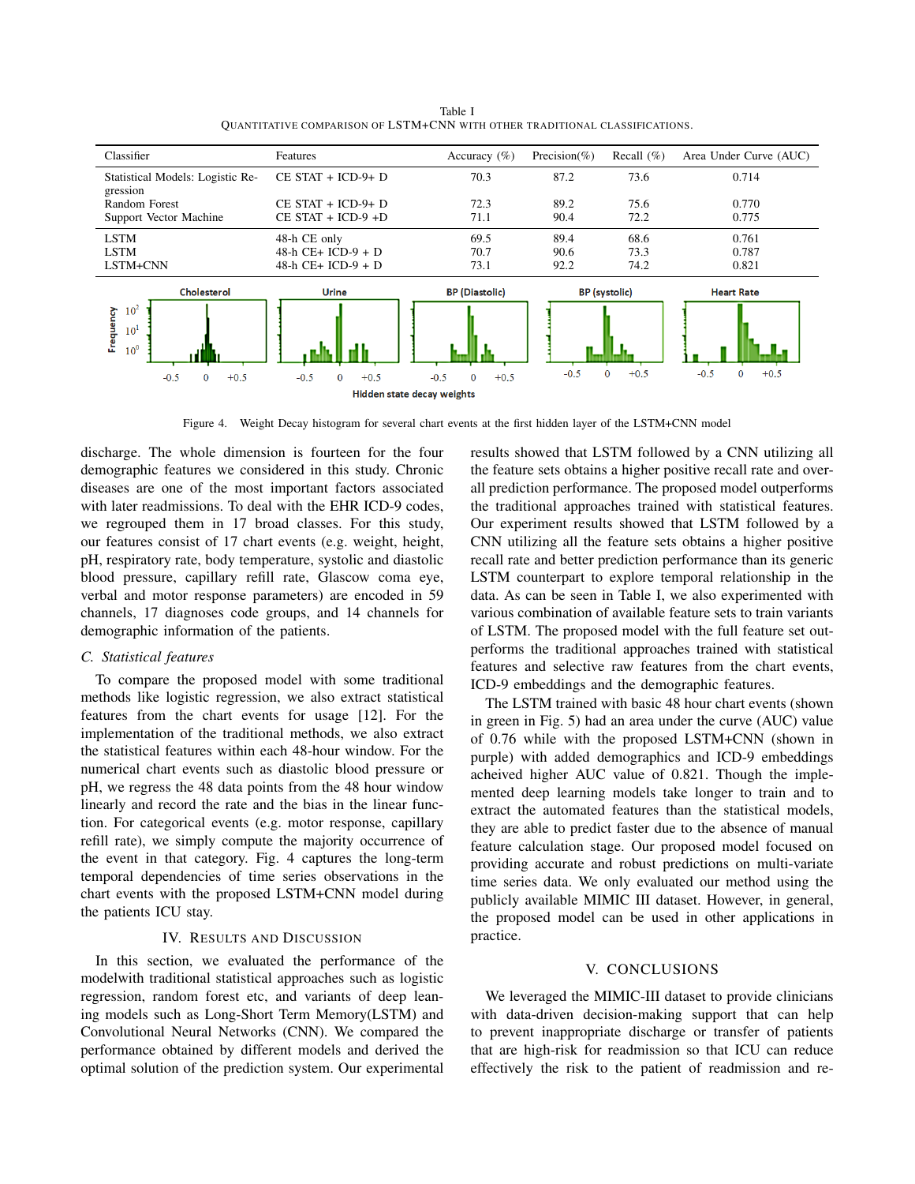Table I
QUANTITATIVE COMPARISON OF LSTM+CNN WITH OTHER TRADITIONAL CLASSIFICATIONS.

| Classifier | Features | Accuracy (%) | Precision(%) | Recall (%) | Area Under Curve (AUC) |
|---|---|---|---|---|---|
| Statistical Models: Logistic Regression | CE STAT + ICD-9+ D | 70.3 | 87.2 | 73.6 | 0.714 |
| Random Forest | CE STAT + ICD-9+ D | 72.3 | 89.2 | 75.6 | 0.770 |
| Support Vector Machine | CE STAT + ICD-9 +D | 71.1 | 90.4 | 72.2 | 0.775 |
| LSTM | 48-h CE only | 69.5 | 89.4 | 68.6 | 0.761 |
| LSTM | 48-h CE+ ICD-9 + D | 70.7 | 90.6 | 73.3 | 0.787 |
| LSTM+CNN | 48-h CE+ ICD-9 + D | 73.1 | 92.2 | 74.2 | 0.821 |

Figure 4. Weight Decay histogram for several chart events at the first hidden layer of the LSTM+CNN model

discharge. The whole dimension is fourteen for the four demographic features we considered in this study. Chronic diseases are one of the most important factors associated with later readmissions. To deal with the EHR ICD-9 codes, we regrouped them in 17 broad classes. For this study, our features consist of 17 chart events (e.g. weight, height, pH, respiratory rate, body temperature, systolic and diastolic blood pressure, capillary refill rate, Glascow coma eye, verbal and motor response parameters) are encoded in 59 channels, 17 diagnoses code groups, and 14 channels for demographic information of the patients.

### C. Statistical features

To compare the proposed model with some traditional methods like logistic regression, we also extract statistical features from the chart events for usage [12]. For the implementation of the traditional methods, we also extract the statistical features within each 48-hour window. For the numerical chart events such as diastolic blood pressure or pH, we regress the 48 data points from the 48 hour window linearly and record the rate and the bias in the linear function. For categorical events (e.g. motor response, capillary refill rate), we simply compute the majority occurrence of the event in that category. Fig. 4 captures the long-term temporal dependencies of time series observations in the chart events with the proposed LSTM+CNN model during the patients ICU stay.

## IV. RESULTS AND DISCUSSION

In this section, we evaluated the performance of the modelwith traditional statistical approaches such as logistic regression, random forest etc, and variants of deep leaning models such as Long-Short Term Memory(LSTM) and Convolutional Neural Networks (CNN). We compared the performance obtained by different models and derived the optimal solution of the prediction system. Our experimental results showed that LSTM followed by a CNN utilizing all the feature sets obtains a higher positive recall rate and overall prediction performance. The proposed model outperforms the traditional approaches trained with statistical features. Our experiment results showed that LSTM followed by a CNN utilizing all the feature sets obtains a higher positive recall rate and better prediction performance than its generic LSTM counterpart to explore temporal relationship in the data. As can be seen in Table I, we also experimented with various combination of available feature sets to train variants of LSTM. The proposed model with the full feature set outperforms the traditional approaches trained with statistical features and selective raw features from the chart events, ICD-9 embeddings and the demographic features.

The LSTM trained with basic 48 hour chart events (shown in green in Fig. 5) had an area under the curve (AUC) value of 0.76 while with the proposed LSTM+CNN (shown in purple) with added demographics and ICD-9 embeddings acheived higher AUC value of 0.821. Though the implemented deep learning models take longer to train and to extract the automated features than the statistical models, they are able to predict faster due to the absence of manual feature calculation stage. Our proposed model focused on providing accurate and robust predictions on multi-variate time series data. We only evaluated our method using the publicly available MIMIC III dataset. However, in general, the proposed model can be used in other applications in practice.

## V. CONCLUSIONS

We leveraged the MIMIC-III dataset to provide clinicians with data-driven decision-making support that can help to prevent inappropriate discharge or transfer of patients that are high-risk for readmission so that ICU can reduce effectively the risk to the patient of readmission and re-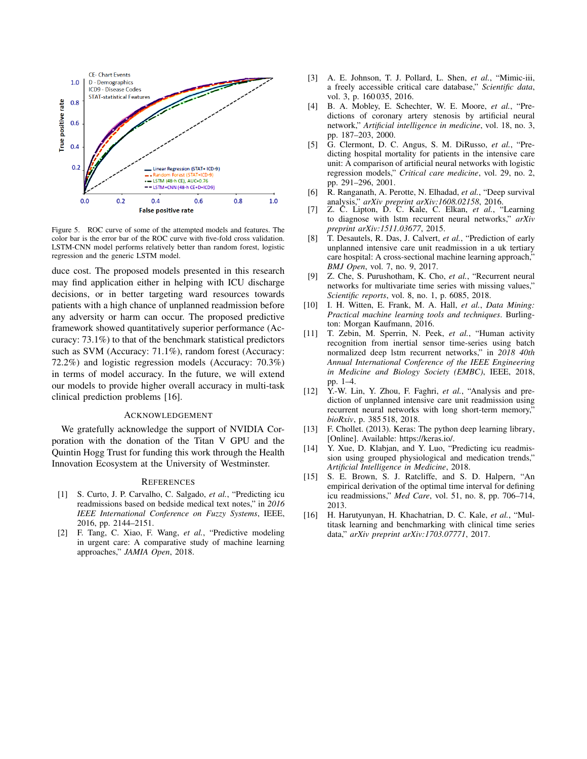CE- Chart Events
D - Demographics
ICD9 - Disease Codes
STAT-statistical Features

True positive rate
1.0
0.8
0.6
0.4
0.2

Linear Regression (STAT+ ICD-9)
Random Forest (STAT+ICD-9)
LSTM (48-h CE), AUC=0.76
LSTM+CNN (48-h CE+D+ICD9)

0.0
0.2
0.4
0.6
0.8
1.0
False positive rate

Figure 5. ROC curve of some of the attempted models and features. The color bar is the error bar of the ROC curve with five-fold cross validation. LSTM-CNN model performs relatively better than random forest, logistic regression and the generic LSTM model.

duce cost. The proposed models presented in this research may find application either in helping with ICU discharge decisions, or in better targeting ward resources towards patients with a high chance of unplanned readmission before any adversity or harm can occur. The proposed predictive framework showed quantitatively superior performance (Accuracy: 73.1%) to that of the benchmark statistical predictors such as SVM (Accuracy: 71.1%), random forest (Accuracy: 72.2%) and logistic regression models (Accuracy: 70.3%) in terms of model accuracy. In the future, we will extend our models to provide higher overall accuracy in multi-task clinical prediction problems [16].

## Acknowledgement

We gratefully acknowledge the support of NVIDIA Corporation with the donation of the Titan V GPU and the Quintin Hogg Trust for funding this work through the Health Innovation Ecosystem at the University of Westminster.

## References

[1] S. Curto, J. P. Carvalho, C. Salgado, *et al.*, "Predicting icu readmissions based on bedside medical text notes," in *2016 IEEE International Conference on Fuzzy Systems*, IEEE, 2016, pp. 2144–2151.

[2] F. Tang, C. Xiao, F. Wang, *et al.*, "Predictive modeling in urgent care: A comparative study of machine learning approaches," *JAMIA Open*, 2018.

[3] A. E. Johnson, T. J. Pollard, L. Shen, *et al.*, "Mimic-iii, a freely accessible critical care database," *Scientific data*, vol. 3, p. 160 035, 2016.

[4] B. A. Mobley, E. Schechter, W. E. Moore, *et al.*, "Predictions of coronary artery stenosis by artificial neural network," *Artificial intelligence in medicine*, vol. 18, no. 3, pp. 187–203, 2000.

[5] G. Clermont, D. C. Angus, S. M. DiRusso, *et al.*, "Predicting hospital mortality for patients in the intensive care unit: A comparison of artificial neural networks with logistic regression models," *Critical care medicine*, vol. 29, no. 2, pp. 291–296, 2001.

[6] R. Ranganath, A. Perotte, N. Elhadad, *et al.*, "Deep survival analysis," *arXiv preprint arXiv:1608.02158*, 2016.

[7] Z. C. Lipton, D. C. Kale, C. Elkan, *et al.*, "Learning to diagnose with lstm recurrent neural networks," *arXiv preprint arXiv:1511.03677*, 2015.

[8] T. Desautels, R. Das, J. Calvert, *et al.*, "Prediction of early unplanned intensive care unit readmission in a uk tertiary care hospital: A cross-sectional machine learning approach," *BMJ Open*, vol. 7, no. 9, 2017.

[9] Z. Che, S. Purushotham, K. Cho, *et al.*, "Recurrent neural networks for multivariate time series with missing values," *Scientific reports*, vol. 8, no. 1, p. 6085, 2018.

[10] I. H. Witten, E. Frank, M. A. Hall, *et al.*, *Data Mining: Practical machine learning tools and techniques*. Burlington: Morgan Kaufmann, 2016.

[11] T. Zebin, M. Sperrin, N. Peek, *et al.*, "Human activity recognition from inertial sensor time-series using batch normalized deep lstm recurrent networks," in *2018 40th Annual International Conference of the IEEE Engineering in Medicine and Biology Society (EMBC)*, IEEE, 2018, pp. 1–4.

[12] Y.-W. Lin, Y. Zhou, F. Faghri, *et al.*, "Analysis and prediction of unplanned intensive care unit readmission using recurrent neural networks with long short-term memory," *bioRxiv*, p. 385 518, 2018.

[13] F. Chollet. (2013). Keras: The python deep learning library, [Online]. Available: https://keras.io/.

[14] Y. Xue, D. Klabjan, and Y. Luo, "Predicting icu readmission using grouped physiological and medication trends," *Artificial Intelligence in Medicine*, 2018.

[15] S. E. Brown, S. J. Ratcliffe, and S. D. Halpern, "An empirical derivation of the optimal time interval for defining icu readmissions," *Med Care*, vol. 51, no. 8, pp. 706–714, 2013.

[16] H. Harutyunyan, H. Khachatrian, D. C. Kale, *et al.*, "Multitask learning and benchmarking with clinical time series data," *arXiv preprint arXiv:1703.07771*, 2017.